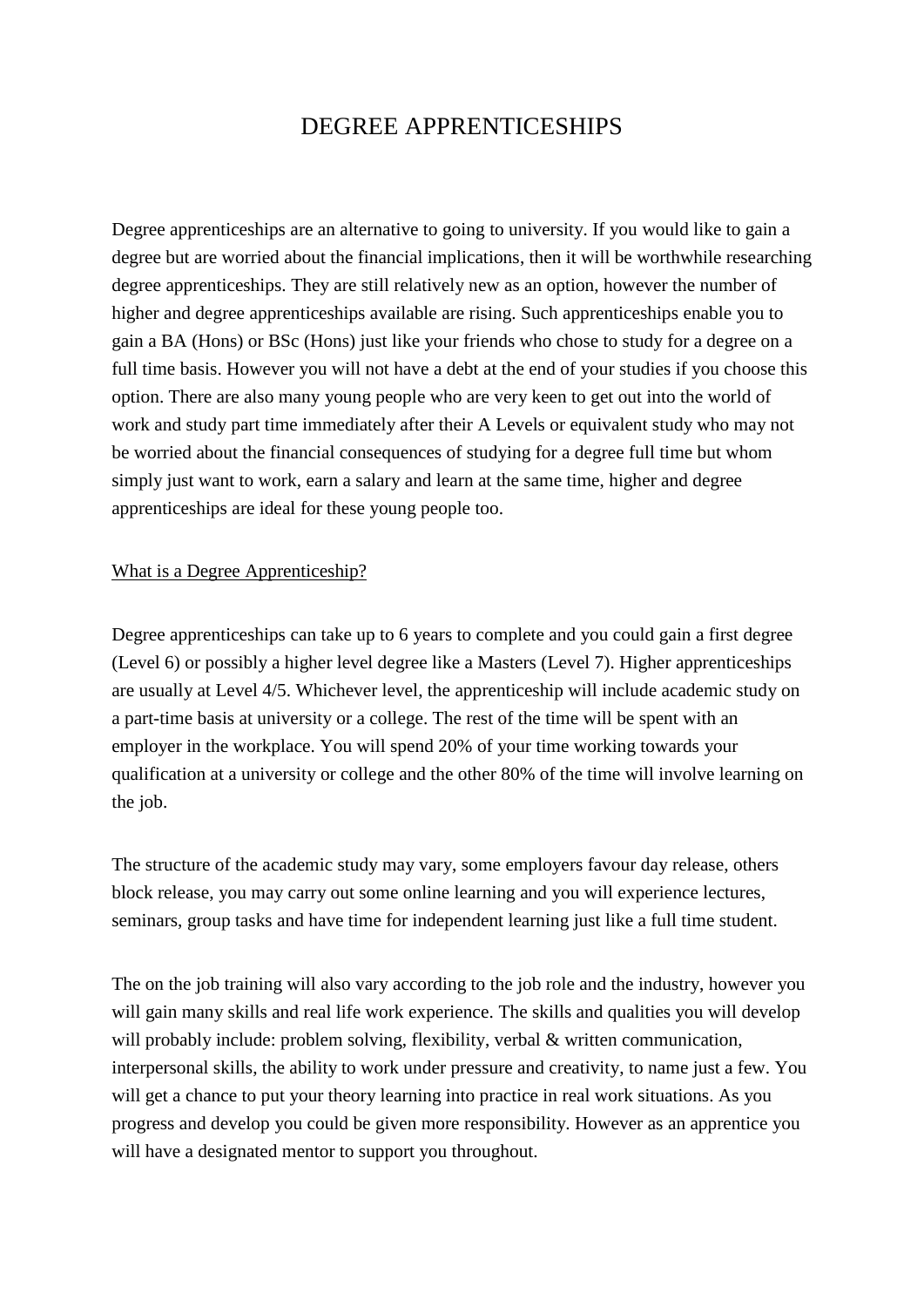# DEGREE APPRENTICESHIPS

Degree apprenticeships are an alternative to going to university. If you would like to gain a degree but are worried about the financial implications, then it will be worthwhile researching degree apprenticeships. They are still relatively new as an option, however the number of higher and degree apprenticeships available are rising. Such apprenticeships enable you to gain a BA (Hons) or BSc (Hons) just like your friends who chose to study for a degree on a full time basis. However you will not have a debt at the end of your studies if you choose this option. There are also many young people who are very keen to get out into the world of work and study part time immediately after their A Levels or equivalent study who may not be worried about the financial consequences of studying for a degree full time but whom simply just want to work, earn a salary and learn at the same time, higher and degree apprenticeships are ideal for these young people too.

## What is a Degree Apprenticeship?

Degree apprenticeships can take up to 6 years to complete and you could gain a first degree (Level 6) or possibly a higher level degree like a Masters (Level 7). Higher apprenticeships are usually at Level 4/5. Whichever level, the apprenticeship will include academic study on a part-time basis at university or a college. The rest of the time will be spent with an employer in the workplace. You will spend 20% of your time working towards your qualification at a university or college and the other 80% of the time will involve learning on the job.

The structure of the academic study may vary, some employers favour day release, others block release, you may carry out some online learning and you will experience lectures, seminars, group tasks and have time for independent learning just like a full time student.

The on the job training will also vary according to the job role and the industry, however you will gain many skills and real life work experience. The skills and qualities you will develop will probably include: problem solving, flexibility, verbal & written communication, interpersonal skills, the ability to work under pressure and creativity, to name just a few. You will get a chance to put your theory learning into practice in real work situations. As you progress and develop you could be given more responsibility. However as an apprentice you will have a designated mentor to support you throughout.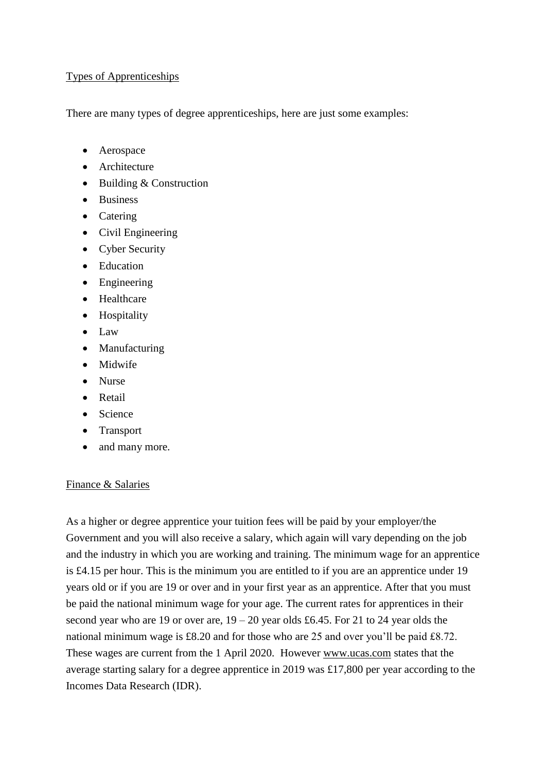## Types of Apprenticeships

There are many types of degree apprenticeships, here are just some examples:

- Aerospace
- Architecture
- Building & Construction
- Business
- Catering
- Civil Engineering
- Cyber Security
- Education
- Engineering
- Healthcare
- Hospitality
- Law
- Manufacturing
- Midwife
- Nurse
- Retail
- Science
- Transport
- and many more.

## Finance & Salaries

As a higher or degree apprentice your tuition fees will be paid by your employer/the Government and you will also receive a salary, which again will vary depending on the job and the industry in which you are working and training. The minimum wage for an apprentice is £4.15 per hour. This is the minimum you are entitled to if you are an apprentice under 19 years old or if you are 19 or over and in your first year as an apprentice. After that you must be paid the national minimum wage for your age. The current rates for apprentices in their second year who are 19 or over are, 19 – 20 year olds £6.45. For 21 to 24 year olds the national minimum wage is £8.20 and for those who are 25 and over you'll be paid £8.72. These wages are current from the 1 April 2020. However www.ucas.com states that the average starting salary for a degree apprentice in 2019 was £17,800 per year according to the Incomes Data Research (IDR).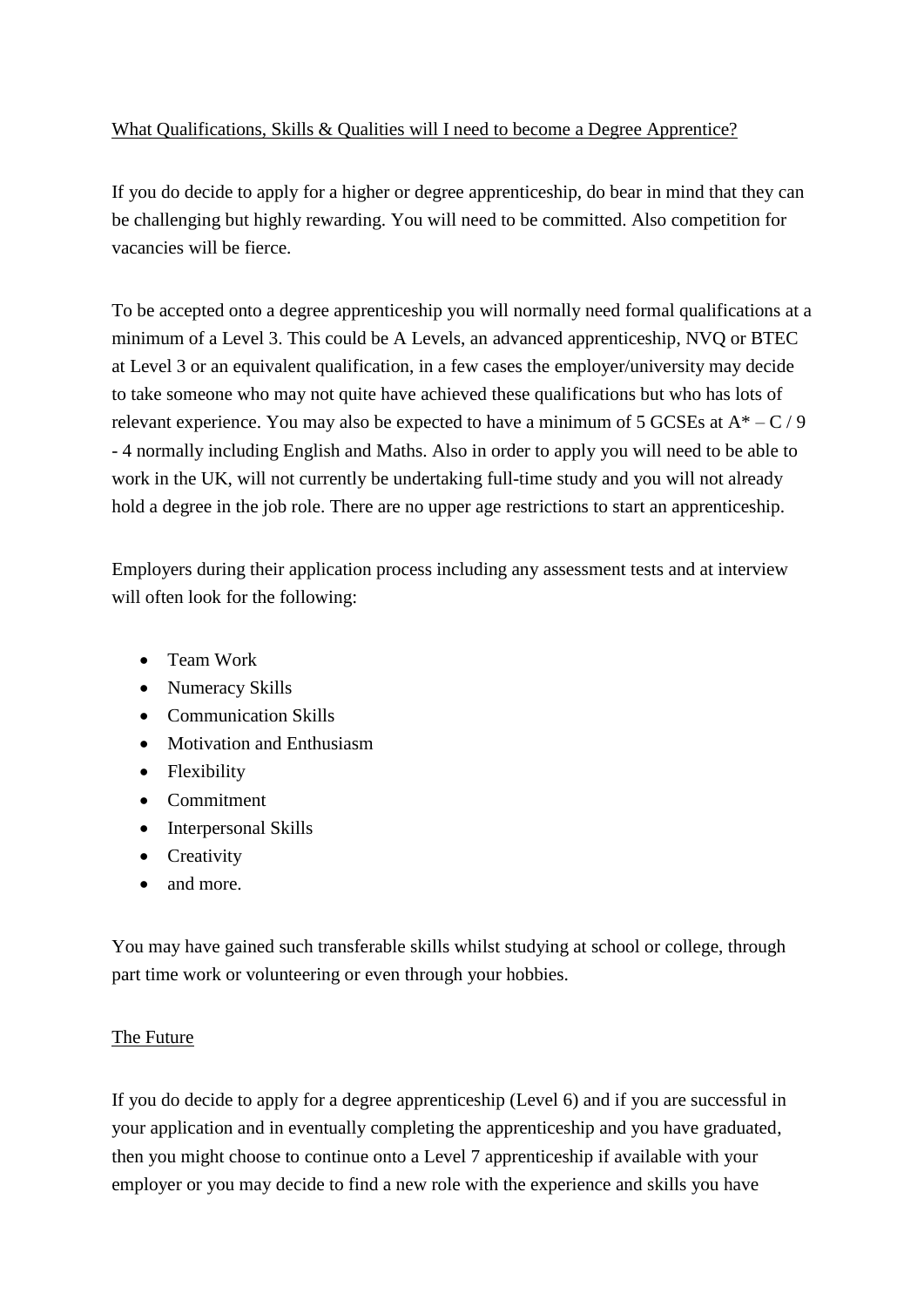## What Qualifications, Skills & Qualities will I need to become a Degree Apprentice?

If you do decide to apply for a higher or degree apprenticeship, do bear in mind that they can be challenging but highly rewarding. You will need to be committed. Also competition for vacancies will be fierce.

To be accepted onto a degree apprenticeship you will normally need formal qualifications at a minimum of a Level 3. This could be A Levels, an advanced apprenticeship, NVQ or BTEC at Level 3 or an equivalent qualification, in a few cases the employer/university may decide to take someone who may not quite have achieved these qualifications but who has lots of relevant experience. You may also be expected to have a minimum of 5 GCSEs at A* – C / 9 - 4 normally including English and Maths. Also in order to apply you will need to be able to work in the UK, will not currently be undertaking full-time study and you will not already hold a degree in the job role. There are no upper age restrictions to start an apprenticeship.

Employers during their application process including any assessment tests and at interview will often look for the following:

- Team Work
- Numeracy Skills
- Communication Skills
- Motivation and Enthusiasm
- Flexibility
- Commitment
- Interpersonal Skills
- Creativity
- and more.

You may have gained such transferable skills whilst studying at school or college, through part time work or volunteering or even through your hobbies.

## The Future

If you do decide to apply for a degree apprenticeship (Level 6) and if you are successful in your application and in eventually completing the apprenticeship and you have graduated, then you might choose to continue onto a Level 7 apprenticeship if available with your employer or you may decide to find a new role with the experience and skills you have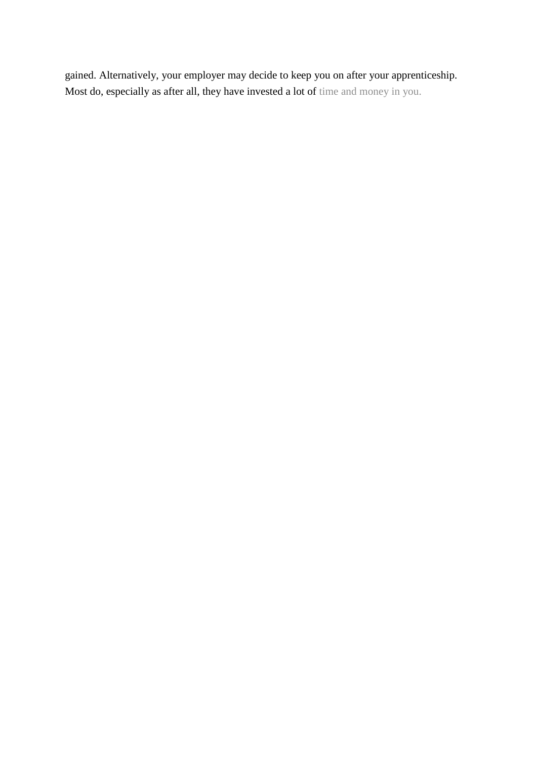gained. Alternatively, your employer may decide to keep you on after your apprenticeship. Most do, especially as after all, they have invested a lot of time and money in you.